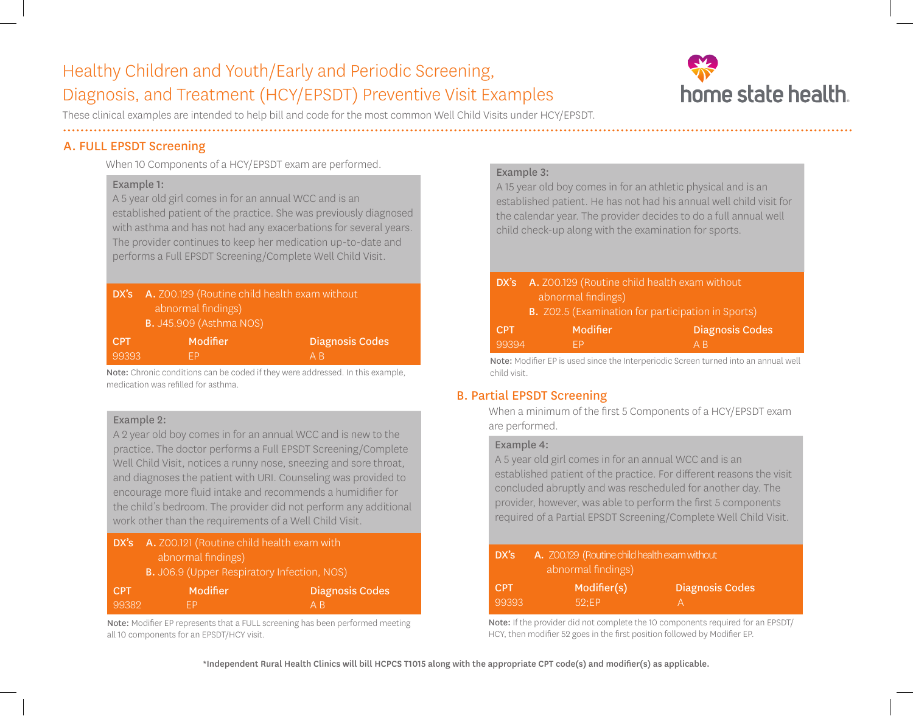# Healthy Children and Youth/Early and Periodic Screening, Diagnosis, and Treatment (HCY/EPSDT) Preventive Visit Examples

These clinical examples are intended to help bill and code for the most common Well Child Visits under HCY/EPSDT.

## A. FULL EPSDT Screening

When 10 Components of a HCY/EPSDT exam are performed.

**Example 1:**

A 5 year old girl comes in for an annual WCC and is an established patient of the practice. She was previously diagnosed with asthma and has not had any exacerbations for several years. The provider continues to keep her medication up-to-date and performs a Full EPSDT Screening/Complete Well Child Visit.

**DX's**
- **A.** Z00.129 (Routine child health exam without abnormal findings)
- **B.** J45.909 (Asthma NOS)

| CPT | Modifier | Diagnosis Codes |
| --- | --- | --- |
| 99393 | EP | A B |

**Note:** Chronic conditions can be coded if they were addressed. In this example, medication was refilled for asthma.

**Example 2:**

A 2 year old boy comes in for an annual WCC and is new to the practice. The doctor performs a Full EPSDT Screening/Complete Well Child Visit, notices a runny nose, sneezing and sore throat, and diagnoses the patient with URI. Counseling was provided to encourage more fluid intake and recommends a humidifier for the child's bedroom. The provider did not perform any additional work other than the requirements of a Well Child Visit.

**DX's**
- **A.** Z00.121 (Routine child health exam with abnormal findings)
- **B.** J06.9 (Upper Respiratory Infection, NOS)

| CPT | Modifier | Diagnosis Codes |
| --- | --- | --- |
| 99382 | EP | A B |

**Note:** Modifier EP represents that a FULL screening has been performed meeting all 10 components for an EPSDT/HCY visit.

**Example 3:**

A 15 year old boy comes in for an athletic physical and is an established patient. He has not had his annual well child visit for the calendar year. The provider decides to do a full annual well child check-up along with the examination for sports.

**DX's**
- **A.** Z00.129 (Routine child health exam without abnormal findings)
- **B.** Z02.5 (Examination for participation in Sports)

| CPT | Modifier | Diagnosis Codes |
| --- | --- | --- |
| 99394 | EP | A B |

**Note:** Modifier EP is used since the Interperiodic Screen turned into an annual well child visit.

## B. Partial EPSDT Screening

When a minimum of the first 5 Components of a HCY/EPSDT exam are performed.

**Example 4:**

A 5 year old girl comes in for an annual WCC and is an established patient of the practice. For different reasons the visit concluded abruptly and was rescheduled for another day. The provider, however, was able to perform the first 5 components required of a Partial EPSDT Screening/Complete Well Child Visit.

**DX's**
- **A.** Z00.129 (Routine child health exam without abnormal findings)

| CPT | Modifier(s) | Diagnosis Codes |
| --- | --- | --- |
| 99393 | 52;EP | A |

**Note:** If the provider did not complete the 10 components required for an EPSDT/HCY, then modifier 52 goes in the first position followed by Modifier EP.

**\*Independent Rural Health Clinics will bill HCPCS T1015 along with the appropriate CPT code(s) and modifier(s) as applicable.**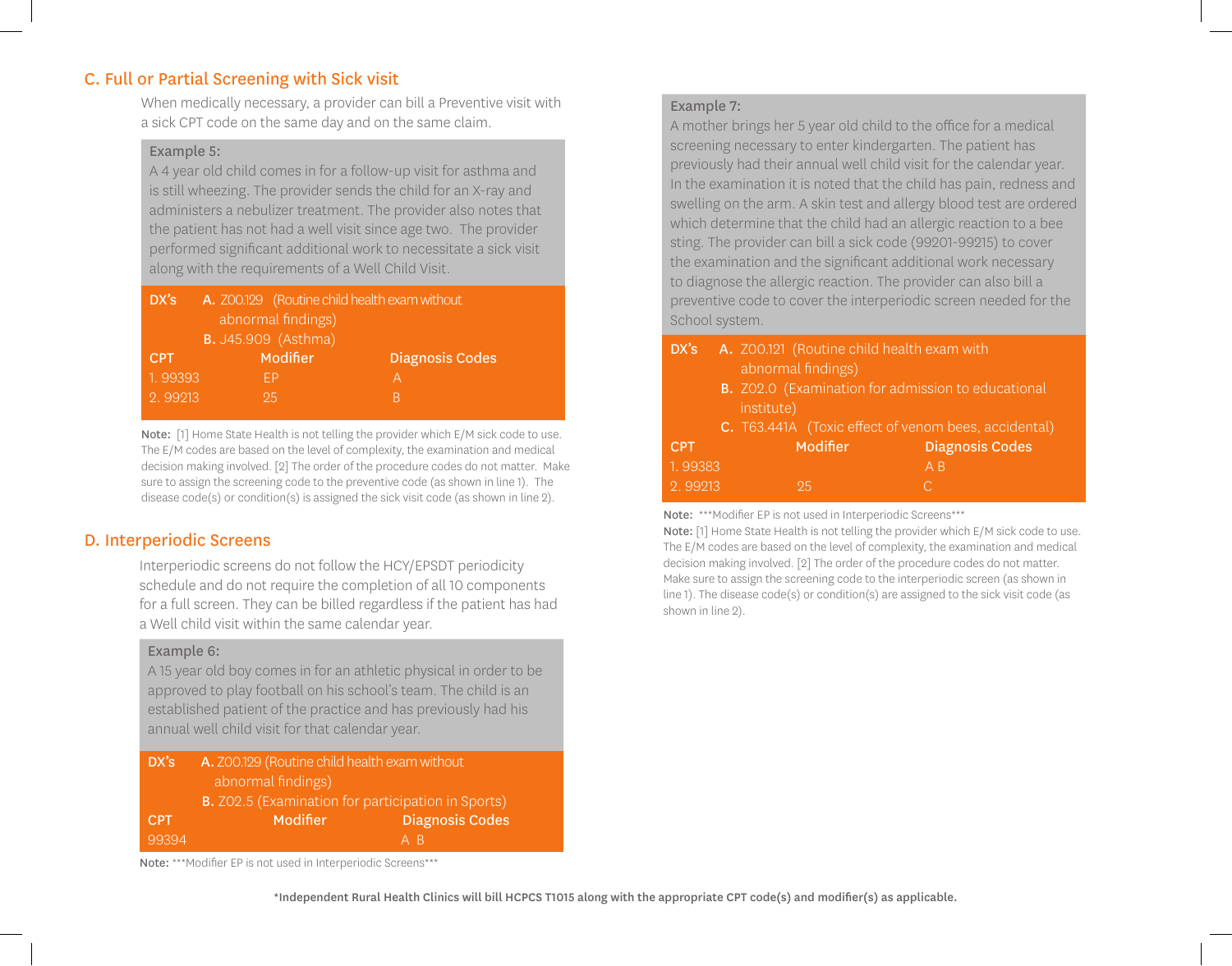## C. Full or Partial Screening with Sick visit

When medically necessary, a provider can bill a Preventive visit with a sick CPT code on the same day and on the same claim.

**Example 5:**

A 4 year old child comes in for a follow-up visit for asthma and is still wheezing. The provider sends the child for an X-ray and administers a nebulizer treatment. The provider also notes that the patient has not had a well visit since age two. The provider performed significant additional work to necessitate a sick visit along with the requirements of a Well Child Visit.

**DX's**
- **A.** Z00.129 (Routine child health exam without abnormal findings)
- **B.** J45.909 (Asthma)

| CPT | Modifier | Diagnosis Codes |
|---|---|---|
| 1. 99393 | EP | A |
| 2. 99213 | 25 | B |

**Note:** [1] Home State Health is not telling the provider which E/M sick code to use. The E/M codes are based on the level of complexity, the examination and medical decision making involved. [2] The order of the procedure codes do not matter. Make sure to assign the screening code to the preventive code (as shown in line 1). The disease code(s) or condition(s) is assigned the sick visit code (as shown in line 2).

## D. Interperiodic Screens

Interperiodic screens do not follow the HCY/EPSDT periodicity schedule and do not require the completion of all 10 components for a full screen. They can be billed regardless if the patient has had a Well child visit within the same calendar year.

**Example 6:**

A 15 year old boy comes in for an athletic physical in order to be approved to play football on his school's team. The child is an established patient of the practice and has previously had his annual well child visit for that calendar year.

**DX's**
- **A.** Z00.129 (Routine child health exam without abnormal findings)
- **B.** Z02.5 (Examination for participation in Sports)

| CPT | Modifier | Diagnosis Codes |
|---|---|---|
| 99394 | | A B |

**Note:** ***Modifier EP is not used in Interperiodic Screens***

**Example 7:**

A mother brings her 5 year old child to the office for a medical screening necessary to enter kindergarten. The patient has previously had their annual well child visit for the calendar year. In the examination it is noted that the child has pain, redness and swelling on the arm. A skin test and allergy blood test are ordered which determine that the child had an allergic reaction to a bee sting. The provider can bill a sick code (99201-99215) to cover the examination and the significant additional work necessary to diagnose the allergic reaction. The provider can also bill a preventive code to cover the interperiodic screen needed for the School system.

**DX's**
- **A.** Z00.121 (Routine child health exam with abnormal findings)
- **B.** Z02.0 (Examination for admission to educational institute)
- **C.** T63.441A (Toxic effect of venom bees, accidental)

| CPT | Modifier | Diagnosis Codes |
|---|---|---|
| 1. 99383 | | A B |
| 2. 99213 | 25 | C |

**Note:** ***Modifier EP is not used in Interperiodic Screens***

**Note:** [1] Home State Health is not telling the provider which E/M sick code to use. The E/M codes are based on the level of complexity, the examination and medical decision making involved. [2] The order of the procedure codes do not matter. Make sure to assign the screening code to the interperiodic screen (as shown in line 1). The disease code(s) or condition(s) are assigned to the sick visit code (as shown in line 2).

*Independent Rural Health Clinics will bill HCPCS T1015 along with the appropriate CPT code(s) and modifier(s) as applicable.